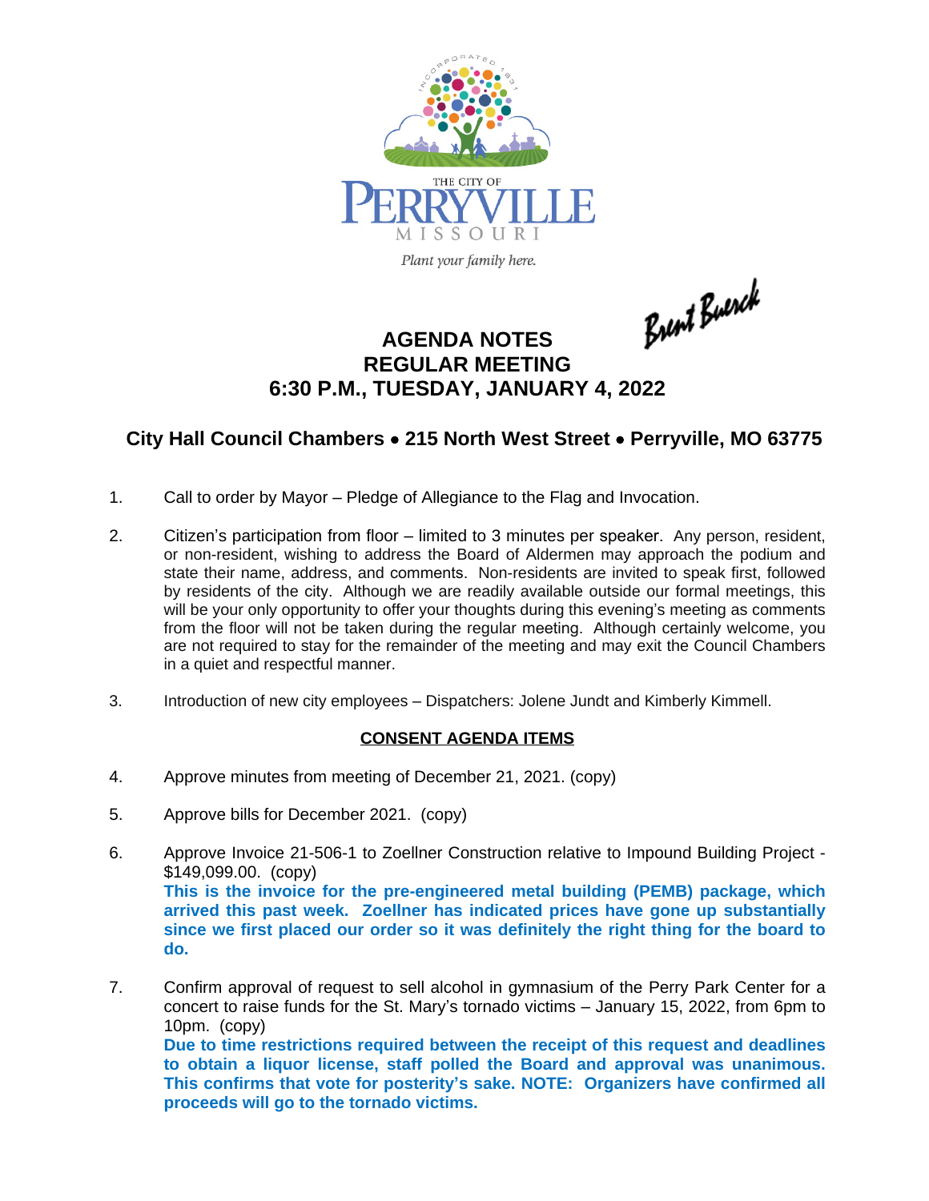THE CITY OF PERRYVILLE MISSOURI

*Plant your family here.*

Brent Buerck

# AGENDA NOTES
# REGULAR MEETING
# 6:30 P.M., TUESDAY, JANUARY 4, 2022

## City Hall Council Chambers • 215 North West Street • Perryville, MO 63775

1. Call to order by Mayor – Pledge of Allegiance to the Flag and Invocation.

2. Citizen's participation from floor – limited to 3 minutes per speaker. Any person, resident, or non-resident, wishing to address the Board of Aldermen may approach the podium and state their name, address, and comments. Non-residents are invited to speak first, followed by residents of the city. Although we are readily available outside our formal meetings, this will be your only opportunity to offer your thoughts during this evening's meeting as comments from the floor will not be taken during the regular meeting. Although certainly welcome, you are not required to stay for the remainder of the meeting and may exit the Council Chambers in a quiet and respectful manner.

3. Introduction of new city employees – Dispatchers: Jolene Jundt and Kimberly Kimmell.

**CONSENT AGENDA ITEMS**

4. Approve minutes from meeting of December 21, 2021. (copy)

5. Approve bills for December 2021. (copy)

6. Approve Invoice 21-506-1 to Zoellner Construction relative to Impound Building Project - $149,099.00. (copy)
   **This is the invoice for the pre-engineered metal building (PEMB) package, which arrived this past week. Zoellner has indicated prices have gone up substantially since we first placed our order so it was definitely the right thing for the board to do.**

7. Confirm approval of request to sell alcohol in gymnasium of the Perry Park Center for a concert to raise funds for the St. Mary's tornado victims – January 15, 2022, from 6pm to 10pm. (copy)
   **Due to time restrictions required between the receipt of this request and deadlines to obtain a liquor license, staff polled the Board and approval was unanimous. This confirms that vote for posterity's sake. NOTE: Organizers have confirmed all proceeds will go to the tornado victims.**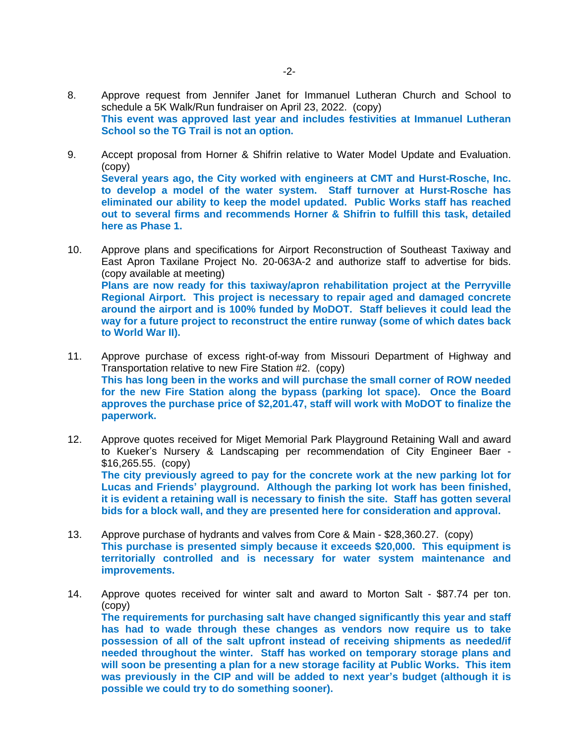8. Approve request from Jennifer Janet for Immanuel Lutheran Church and School to schedule a 5K Walk/Run fundraiser on April 23, 2022. (copy)
   **This event was approved last year and includes festivities at Immanuel Lutheran School so the TG Trail is not an option.**

9. Accept proposal from Horner & Shifrin relative to Water Model Update and Evaluation. (copy)
   **Several years ago, the City worked with engineers at CMT and Hurst-Rosche, Inc. to develop a model of the water system. Staff turnover at Hurst-Rosche has eliminated our ability to keep the model updated. Public Works staff has reached out to several firms and recommends Horner & Shifrin to fulfill this task, detailed here as Phase 1.**

10. Approve plans and specifications for Airport Reconstruction of Southeast Taxiway and East Apron Taxilane Project No. 20-063A-2 and authorize staff to advertise for bids. (copy available at meeting)
    **Plans are now ready for this taxiway/apron rehabilitation project at the Perryville Regional Airport. This project is necessary to repair aged and damaged concrete around the airport and is 100% funded by MoDOT. Staff believes it could lead the way for a future project to reconstruct the entire runway (some of which dates back to World War II).**

11. Approve purchase of excess right-of-way from Missouri Department of Highway and Transportation relative to new Fire Station #2. (copy)
    **This has long been in the works and will purchase the small corner of ROW needed for the new Fire Station along the bypass (parking lot space). Once the Board approves the purchase price of $2,201.47, staff will work with MoDOT to finalize the paperwork.**

12. Approve quotes received for Miget Memorial Park Playground Retaining Wall and award to Kueker's Nursery & Landscaping per recommendation of City Engineer Baer - $16,265.55. (copy)
    **The city previously agreed to pay for the concrete work at the new parking lot for Lucas and Friends' playground. Although the parking lot work has been finished, it is evident a retaining wall is necessary to finish the site. Staff has gotten several bids for a block wall, and they are presented here for consideration and approval.**

13. Approve purchase of hydrants and valves from Core & Main - $28,360.27. (copy)
    **This purchase is presented simply because it exceeds $20,000. This equipment is territorially controlled and is necessary for water system maintenance and improvements.**

14. Approve quotes received for winter salt and award to Morton Salt - $87.74 per ton. (copy)
    **The requirements for purchasing salt have changed significantly this year and staff has had to wade through these changes as vendors now require us to take possession of all of the salt upfront instead of receiving shipments as needed/if needed throughout the winter. Staff has worked on temporary storage plans and will soon be presenting a plan for a new storage facility at Public Works. This item was previously in the CIP and will be added to next year's budget (although it is possible we could try to do something sooner).**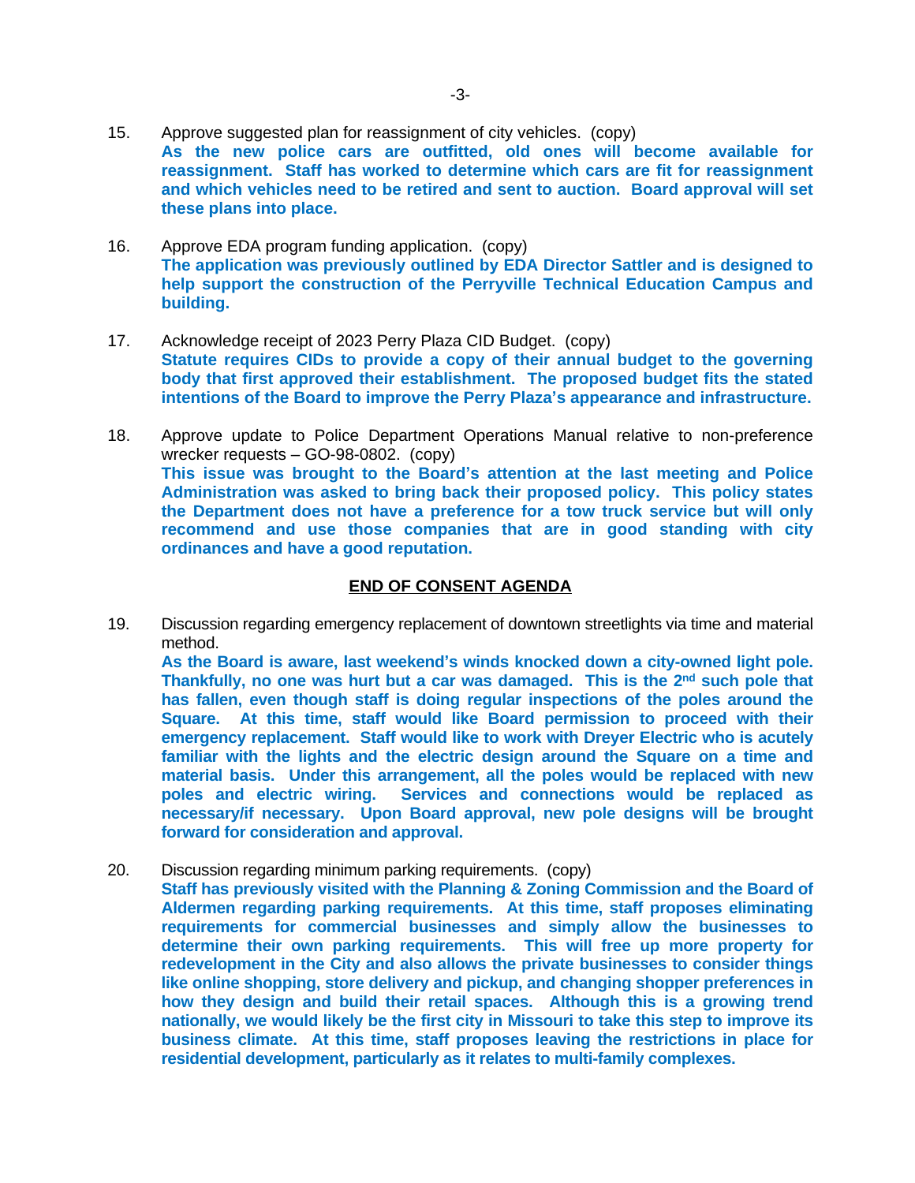15. Approve suggested plan for reassignment of city vehicles. (copy)
**As the new police cars are outfitted, old ones will become available for reassignment. Staff has worked to determine which cars are fit for reassignment and which vehicles need to be retired and sent to auction. Board approval will set these plans into place.**

16. Approve EDA program funding application. (copy)
**The application was previously outlined by EDA Director Sattler and is designed to help support the construction of the Perryville Technical Education Campus and building.**

17. Acknowledge receipt of 2023 Perry Plaza CID Budget. (copy)
**Statute requires CIDs to provide a copy of their annual budget to the governing body that first approved their establishment. The proposed budget fits the stated intentions of the Board to improve the Perry Plaza's appearance and infrastructure.**

18. Approve update to Police Department Operations Manual relative to non-preference wrecker requests – GO-98-0802. (copy)
**This issue was brought to the Board's attention at the last meeting and Police Administration was asked to bring back their proposed policy. This policy states the Department does not have a preference for a tow truck service but will only recommend and use those companies that are in good standing with city ordinances and have a good reputation.**

**END OF CONSENT AGENDA**

19. Discussion regarding emergency replacement of downtown streetlights via time and material method.
**As the Board is aware, last weekend's winds knocked down a city-owned light pole. Thankfully, no one was hurt but a car was damaged. This is the 2nd such pole that has fallen, even though staff is doing regular inspections of the poles around the Square. At this time, staff would like Board permission to proceed with their emergency replacement. Staff would like to work with Dreyer Electric who is acutely familiar with the lights and the electric design around the Square on a time and material basis. Under this arrangement, all the poles would be replaced with new poles and electric wiring. Services and connections would be replaced as necessary/if necessary. Upon Board approval, new pole designs will be brought forward for consideration and approval.**

20. Discussion regarding minimum parking requirements. (copy)
**Staff has previously visited with the Planning & Zoning Commission and the Board of Aldermen regarding parking requirements. At this time, staff proposes eliminating requirements for commercial businesses and simply allow the businesses to determine their own parking requirements. This will free up more property for redevelopment in the City and also allows the private businesses to consider things like online shopping, store delivery and pickup, and changing shopper preferences in how they design and build their retail spaces. Although this is a growing trend nationally, we would likely be the first city in Missouri to take this step to improve its business climate. At this time, staff proposes leaving the restrictions in place for residential development, particularly as it relates to multi-family complexes.**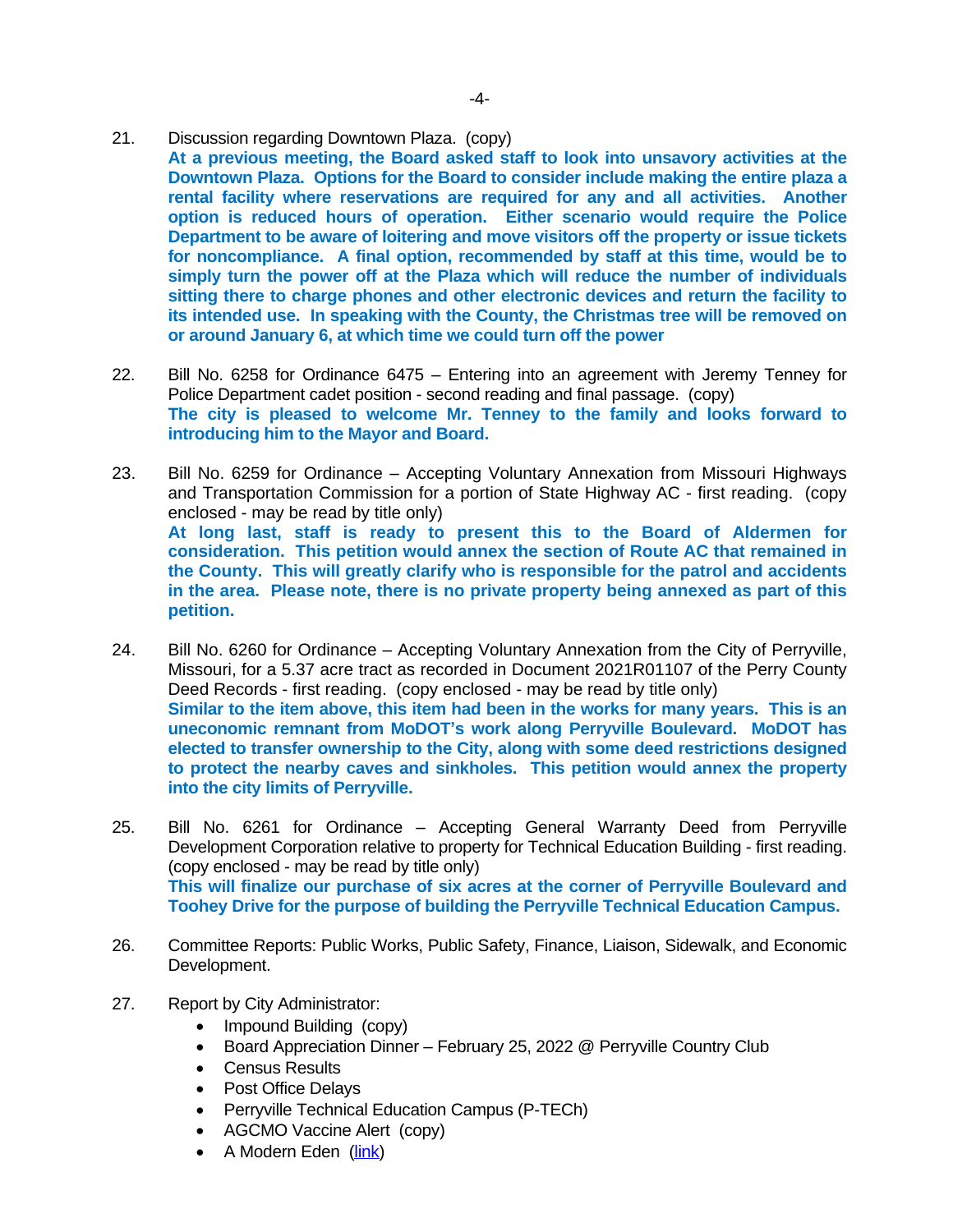21. Discussion regarding Downtown Plaza. (copy)
**At a previous meeting, the Board asked staff to look into unsavory activities at the Downtown Plaza. Options for the Board to consider include making the entire plaza a rental facility where reservations are required for any and all activities. Another option is reduced hours of operation. Either scenario would require the Police Department to be aware of loitering and move visitors off the property or issue tickets for noncompliance. A final option, recommended by staff at this time, would be to simply turn the power off at the Plaza which will reduce the number of individuals sitting there to charge phones and other electronic devices and return the facility to its intended use. In speaking with the County, the Christmas tree will be removed on or around January 6, at which time we could turn off the power**

22. Bill No. 6258 for Ordinance 6475 – Entering into an agreement with Jeremy Tenney for Police Department cadet position - second reading and final passage. (copy)
**The city is pleased to welcome Mr. Tenney to the family and looks forward to introducing him to the Mayor and Board.**

23. Bill No. 6259 for Ordinance – Accepting Voluntary Annexation from Missouri Highways and Transportation Commission for a portion of State Highway AC - first reading. (copy enclosed - may be read by title only)
**At long last, staff is ready to present this to the Board of Aldermen for consideration. This petition would annex the section of Route AC that remained in the County. This will greatly clarify who is responsible for the patrol and accidents in the area. Please note, there is no private property being annexed as part of this petition.**

24. Bill No. 6260 for Ordinance – Accepting Voluntary Annexation from the City of Perryville, Missouri, for a 5.37 acre tract as recorded in Document 2021R01107 of the Perry County Deed Records - first reading. (copy enclosed - may be read by title only)
**Similar to the item above, this item had been in the works for many years. This is an uneconomic remnant from MoDOT's work along Perryville Boulevard. MoDOT has elected to transfer ownership to the City, along with some deed restrictions designed to protect the nearby caves and sinkholes. This petition would annex the property into the city limits of Perryville.**

25. Bill No. 6261 for Ordinance – Accepting General Warranty Deed from Perryville Development Corporation relative to property for Technical Education Building - first reading. (copy enclosed - may be read by title only)
**This will finalize our purchase of six acres at the corner of Perryville Boulevard and Toohey Drive for the purpose of building the Perryville Technical Education Campus.**

26. Committee Reports: Public Works, Public Safety, Finance, Liaison, Sidewalk, and Economic Development.

27. Report by City Administrator:
    - Impound Building (copy)
    - Board Appreciation Dinner – February 25, 2022 @ Perryville Country Club
    - Census Results
    - Post Office Delays
    - Perryville Technical Education Campus (P-TECh)
    - AGCMO Vaccine Alert (copy)
    - A Modern Eden (link)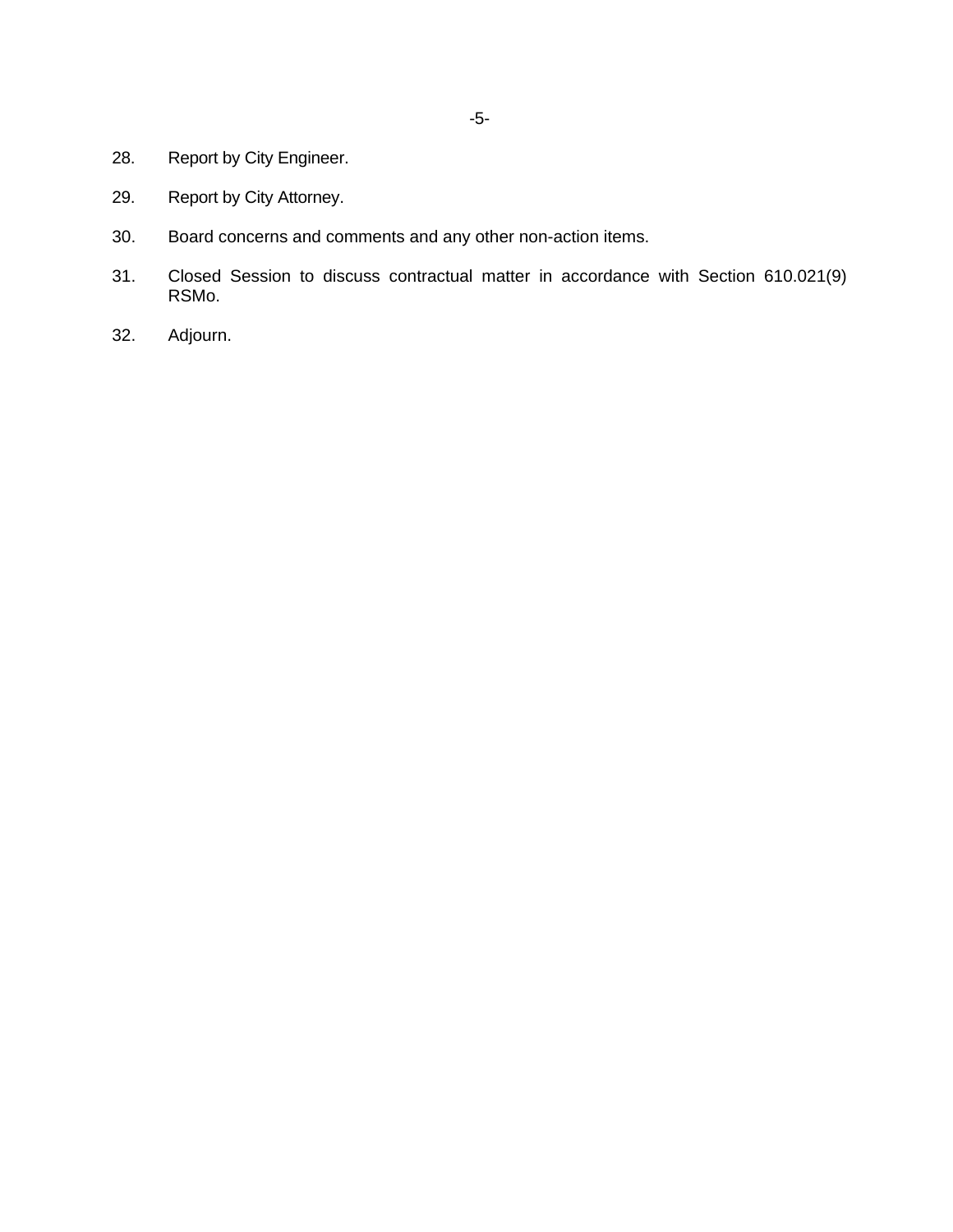28. Report by City Engineer.

29. Report by City Attorney.

30. Board concerns and comments and any other non-action items.

31. Closed Session to discuss contractual matter in accordance with Section 610.021(9) RSMo.

32. Adjourn.